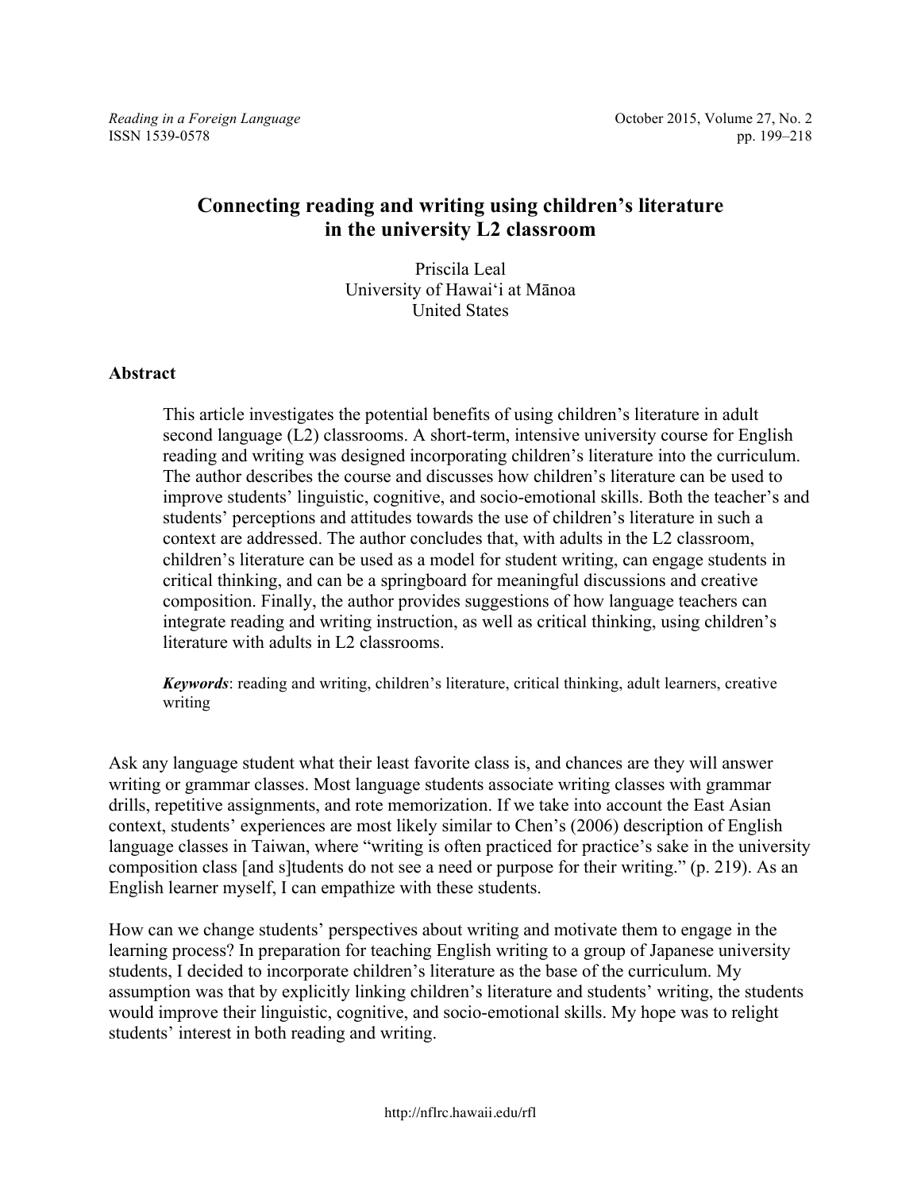# Connecting reading and writing using children's literature in the university L2 classroom

Priscila Leal
University of Hawaiʻi at Mānoa
United States

## Abstract

This article investigates the potential benefits of using children's literature in adult second language (L2) classrooms. A short-term, intensive university course for English reading and writing was designed incorporating children's literature into the curriculum. The author describes the course and discusses how children's literature can be used to improve students' linguistic, cognitive, and socio-emotional skills. Both the teacher's and students' perceptions and attitudes towards the use of children's literature in such a context are addressed. The author concludes that, with adults in the L2 classroom, children's literature can be used as a model for student writing, can engage students in critical thinking, and can be a springboard for meaningful discussions and creative composition. Finally, the author provides suggestions of how language teachers can integrate reading and writing instruction, as well as critical thinking, using children's literature with adults in L2 classrooms.

***Keywords***: reading and writing, children's literature, critical thinking, adult learners, creative writing

Ask any language student what their least favorite class is, and chances are they will answer writing or grammar classes. Most language students associate writing classes with grammar drills, repetitive assignments, and rote memorization. If we take into account the East Asian context, students' experiences are most likely similar to Chen's (2006) description of English language classes in Taiwan, where "writing is often practiced for practice's sake in the university composition class [and s]tudents do not see a need or purpose for their writing." (p. 219). As an English learner myself, I can empathize with these students.

How can we change students' perspectives about writing and motivate them to engage in the learning process? In preparation for teaching English writing to a group of Japanese university students, I decided to incorporate children's literature as the base of the curriculum. My assumption was that by explicitly linking children's literature and students' writing, the students would improve their linguistic, cognitive, and socio-emotional skills. My hope was to relight students' interest in both reading and writing.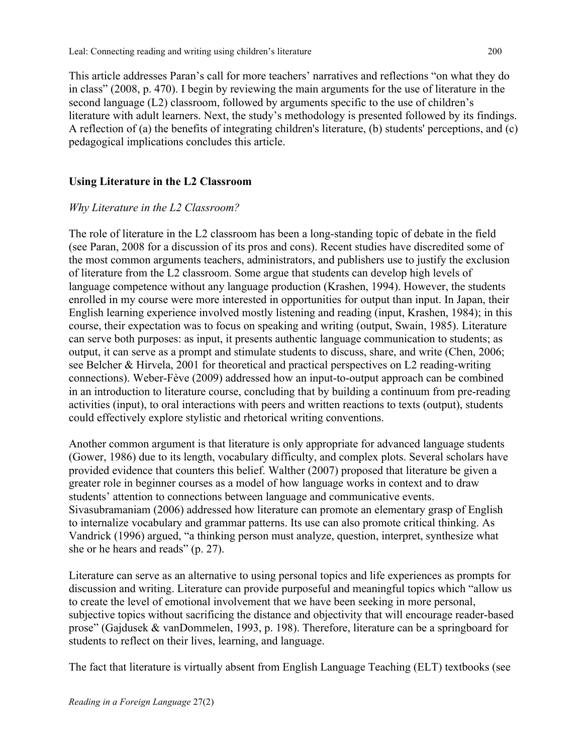This article addresses Paran's call for more teachers' narratives and reflections "on what they do in class" (2008, p. 470). I begin by reviewing the main arguments for the use of literature in the second language (L2) classroom, followed by arguments specific to the use of children's literature with adult learners. Next, the study's methodology is presented followed by its findings. A reflection of (a) the benefits of integrating children's literature, (b) students' perceptions, and (c) pedagogical implications concludes this article.

## Using Literature in the L2 Classroom

### *Why Literature in the L2 Classroom?*

The role of literature in the L2 classroom has been a long-standing topic of debate in the field (see Paran, 2008 for a discussion of its pros and cons). Recent studies have discredited some of the most common arguments teachers, administrators, and publishers use to justify the exclusion of literature from the L2 classroom. Some argue that students can develop high levels of language competence without any language production (Krashen, 1994). However, the students enrolled in my course were more interested in opportunities for output than input. In Japan, their English learning experience involved mostly listening and reading (input, Krashen, 1984); in this course, their expectation was to focus on speaking and writing (output, Swain, 1985). Literature can serve both purposes: as input, it presents authentic language communication to students; as output, it can serve as a prompt and stimulate students to discuss, share, and write (Chen, 2006; see Belcher & Hirvela, 2001 for theoretical and practical perspectives on L2 reading-writing connections). Weber-Fève (2009) addressed how an input-to-output approach can be combined in an introduction to literature course, concluding that by building a continuum from pre-reading activities (input), to oral interactions with peers and written reactions to texts (output), students could effectively explore stylistic and rhetorical writing conventions.

Another common argument is that literature is only appropriate for advanced language students (Gower, 1986) due to its length, vocabulary difficulty, and complex plots. Several scholars have provided evidence that counters this belief. Walther (2007) proposed that literature be given a greater role in beginner courses as a model of how language works in context and to draw students' attention to connections between language and communicative events. Sivasubramaniam (2006) addressed how literature can promote an elementary grasp of English to internalize vocabulary and grammar patterns. Its use can also promote critical thinking. As Vandrick (1996) argued, "a thinking person must analyze, question, interpret, synthesize what she or he hears and reads" (p. 27).

Literature can serve as an alternative to using personal topics and life experiences as prompts for discussion and writing. Literature can provide purposeful and meaningful topics which "allow us to create the level of emotional involvement that we have been seeking in more personal, subjective topics without sacrificing the distance and objectivity that will encourage reader-based prose" (Gajdusek & vanDommelen, 1993, p. 198). Therefore, literature can be a springboard for students to reflect on their lives, learning, and language.

The fact that literature is virtually absent from English Language Teaching (ELT) textbooks (see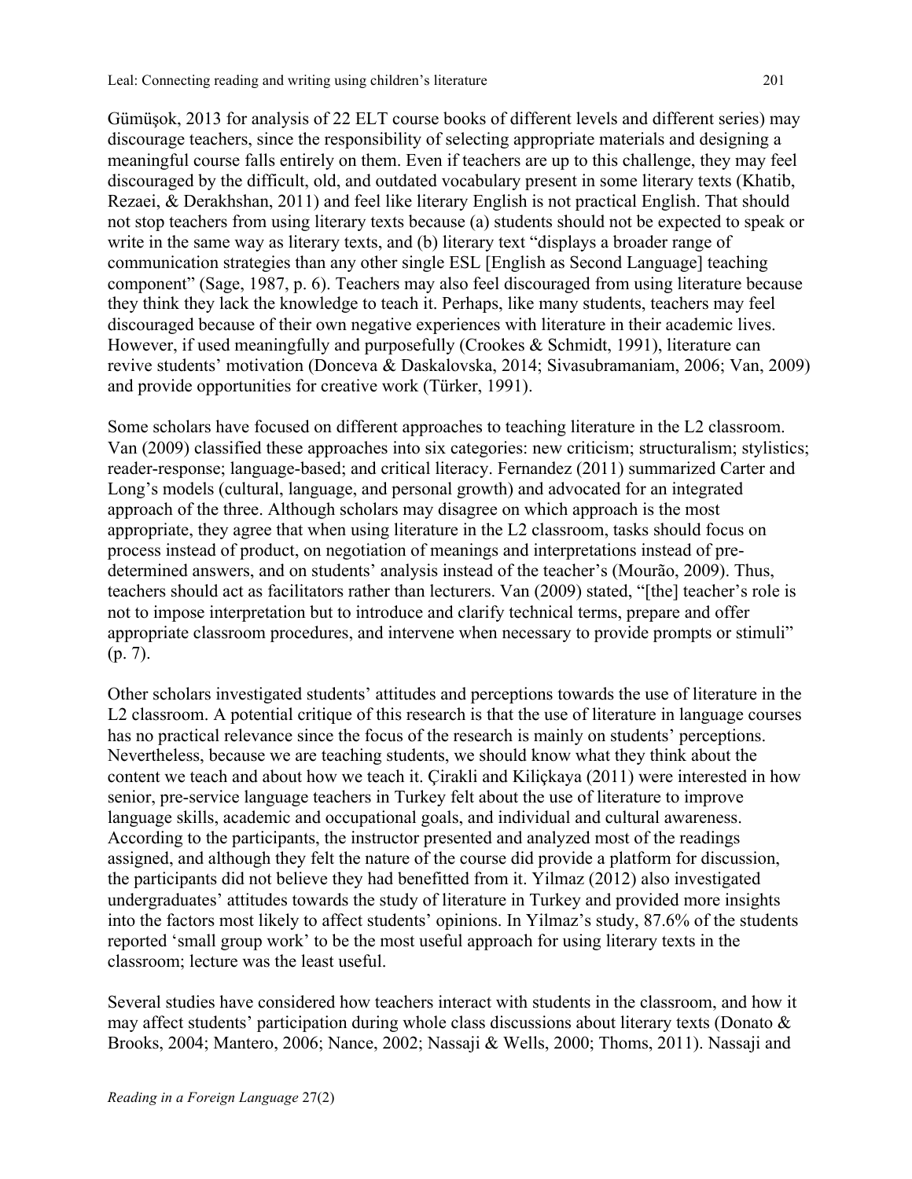Gümüşok, 2013 for analysis of 22 ELT course books of different levels and different series) may discourage teachers, since the responsibility of selecting appropriate materials and designing a meaningful course falls entirely on them. Even if teachers are up to this challenge, they may feel discouraged by the difficult, old, and outdated vocabulary present in some literary texts (Khatib, Rezaei, & Derakhshan, 2011) and feel like literary English is not practical English. That should not stop teachers from using literary texts because (a) students should not be expected to speak or write in the same way as literary texts, and (b) literary text "displays a broader range of communication strategies than any other single ESL [English as Second Language] teaching component" (Sage, 1987, p. 6). Teachers may also feel discouraged from using literature because they think they lack the knowledge to teach it. Perhaps, like many students, teachers may feel discouraged because of their own negative experiences with literature in their academic lives. However, if used meaningfully and purposefully (Crookes & Schmidt, 1991), literature can revive students' motivation (Donceva & Daskalovska, 2014; Sivasubramaniam, 2006; Van, 2009) and provide opportunities for creative work (Türker, 1991).

Some scholars have focused on different approaches to teaching literature in the L2 classroom. Van (2009) classified these approaches into six categories: new criticism; structuralism; stylistics; reader-response; language-based; and critical literacy. Fernandez (2011) summarized Carter and Long's models (cultural, language, and personal growth) and advocated for an integrated approach of the three. Although scholars may disagree on which approach is the most appropriate, they agree that when using literature in the L2 classroom, tasks should focus on process instead of product, on negotiation of meanings and interpretations instead of pre-determined answers, and on students' analysis instead of the teacher's (Mourão, 2009). Thus, teachers should act as facilitators rather than lecturers. Van (2009) stated, "[the] teacher's role is not to impose interpretation but to introduce and clarify technical terms, prepare and offer appropriate classroom procedures, and intervene when necessary to provide prompts or stimuli" (p. 7).

Other scholars investigated students' attitudes and perceptions towards the use of literature in the L2 classroom. A potential critique of this research is that the use of literature in language courses has no practical relevance since the focus of the research is mainly on students' perceptions. Nevertheless, because we are teaching students, we should know what they think about the content we teach and about how we teach it. Çirakli and Kiliçkaya (2011) were interested in how senior, pre-service language teachers in Turkey felt about the use of literature to improve language skills, academic and occupational goals, and individual and cultural awareness. According to the participants, the instructor presented and analyzed most of the readings assigned, and although they felt the nature of the course did provide a platform for discussion, the participants did not believe they had benefitted from it. Yilmaz (2012) also investigated undergraduates' attitudes towards the study of literature in Turkey and provided more insights into the factors most likely to affect students' opinions. In Yilmaz's study, 87.6% of the students reported 'small group work' to be the most useful approach for using literary texts in the classroom; lecture was the least useful.

Several studies have considered how teachers interact with students in the classroom, and how it may affect students' participation during whole class discussions about literary texts (Donato & Brooks, 2004; Mantero, 2006; Nance, 2002; Nassaji & Wells, 2000; Thoms, 2011). Nassaji and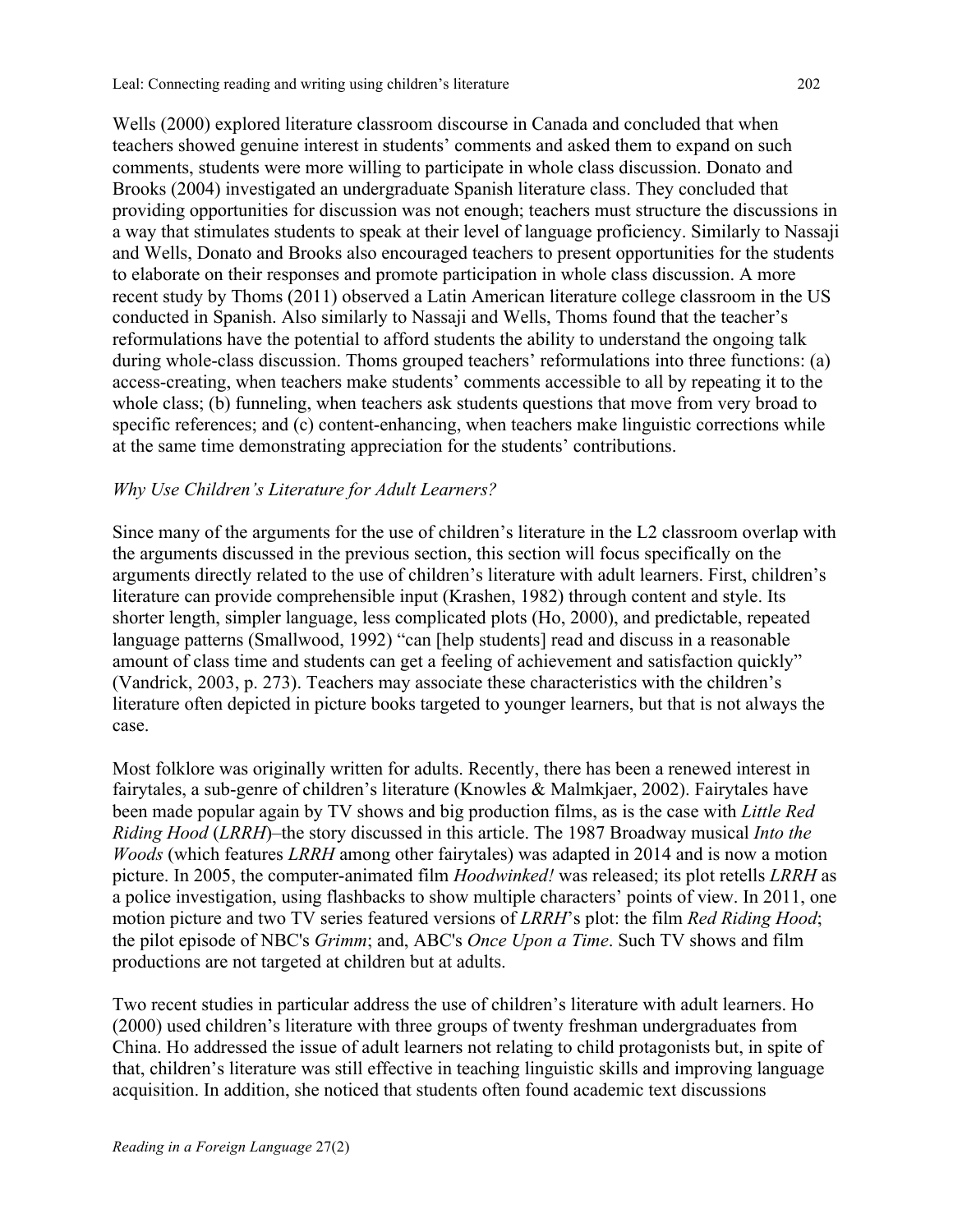Wells (2000) explored literature classroom discourse in Canada and concluded that when teachers showed genuine interest in students' comments and asked them to expand on such comments, students were more willing to participate in whole class discussion. Donato and Brooks (2004) investigated an undergraduate Spanish literature class. They concluded that providing opportunities for discussion was not enough; teachers must structure the discussions in a way that stimulates students to speak at their level of language proficiency. Similarly to Nassaji and Wells, Donato and Brooks also encouraged teachers to present opportunities for the students to elaborate on their responses and promote participation in whole class discussion. A more recent study by Thoms (2011) observed a Latin American literature college classroom in the US conducted in Spanish. Also similarly to Nassaji and Wells, Thoms found that the teacher's reformulations have the potential to afford students the ability to understand the ongoing talk during whole-class discussion. Thoms grouped teachers' reformulations into three functions: (a) access-creating, when teachers make students' comments accessible to all by repeating it to the whole class; (b) funneling, when teachers ask students questions that move from very broad to specific references; and (c) content-enhancing, when teachers make linguistic corrections while at the same time demonstrating appreciation for the students' contributions.

*Why Use Children's Literature for Adult Learners?*

Since many of the arguments for the use of children's literature in the L2 classroom overlap with the arguments discussed in the previous section, this section will focus specifically on the arguments directly related to the use of children's literature with adult learners. First, children's literature can provide comprehensible input (Krashen, 1982) through content and style. Its shorter length, simpler language, less complicated plots (Ho, 2000), and predictable, repeated language patterns (Smallwood, 1992) "can [help students] read and discuss in a reasonable amount of class time and students can get a feeling of achievement and satisfaction quickly" (Vandrick, 2003, p. 273). Teachers may associate these characteristics with the children's literature often depicted in picture books targeted to younger learners, but that is not always the case.

Most folklore was originally written for adults. Recently, there has been a renewed interest in fairytales, a sub-genre of children's literature (Knowles & Malmkjaer, 2002). Fairytales have been made popular again by TV shows and big production films, as is the case with *Little Red Riding Hood* (*LRRH*)–the story discussed in this article. The 1987 Broadway musical *Into the Woods* (which features *LRRH* among other fairytales) was adapted in 2014 and is now a motion picture. In 2005, the computer-animated film *Hoodwinked!* was released; its plot retells *LRRH* as a police investigation, using flashbacks to show multiple characters' points of view. In 2011, one motion picture and two TV series featured versions of *LRRH*'s plot: the film *Red Riding Hood*; the pilot episode of NBC's *Grimm*; and, ABC's *Once Upon a Time*. Such TV shows and film productions are not targeted at children but at adults.

Two recent studies in particular address the use of children's literature with adult learners. Ho (2000) used children's literature with three groups of twenty freshman undergraduates from China. Ho addressed the issue of adult learners not relating to child protagonists but, in spite of that, children's literature was still effective in teaching linguistic skills and improving language acquisition. In addition, she noticed that students often found academic text discussions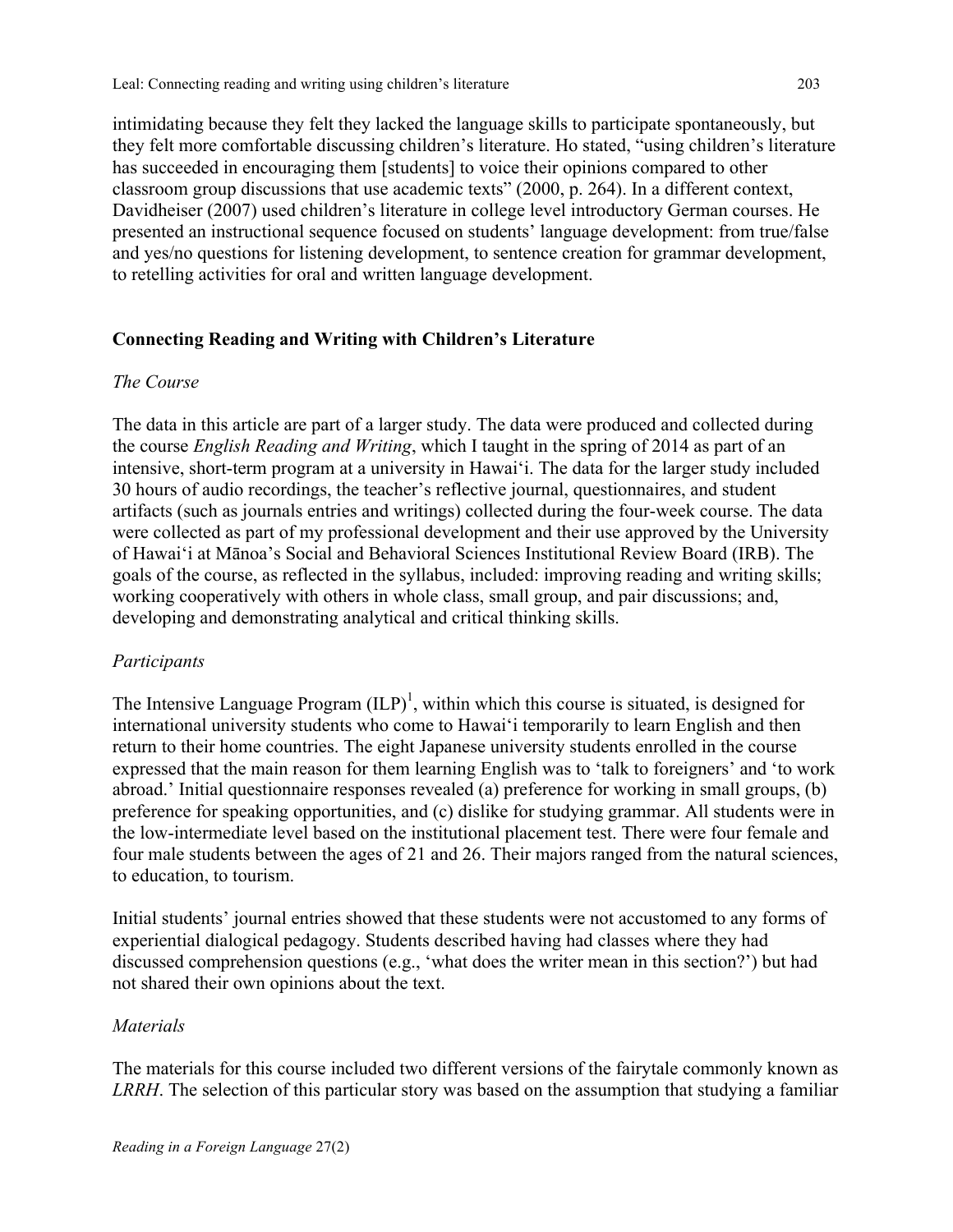intimidating because they felt they lacked the language skills to participate spontaneously, but they felt more comfortable discussing children's literature. Ho stated, "using children's literature has succeeded in encouraging them [students] to voice their opinions compared to other classroom group discussions that use academic texts" (2000, p. 264). In a different context, Davidheiser (2007) used children's literature in college level introductory German courses. He presented an instructional sequence focused on students' language development: from true/false and yes/no questions for listening development, to sentence creation for grammar development, to retelling activities for oral and written language development.

## Connecting Reading and Writing with Children's Literature

### *The Course*

The data in this article are part of a larger study. The data were produced and collected during the course *English Reading and Writing*, which I taught in the spring of 2014 as part of an intensive, short-term program at a university in Hawai'i. The data for the larger study included 30 hours of audio recordings, the teacher's reflective journal, questionnaires, and student artifacts (such as journals entries and writings) collected during the four-week course. The data were collected as part of my professional development and their use approved by the University of Hawai'i at Mānoa's Social and Behavioral Sciences Institutional Review Board (IRB). The goals of the course, as reflected in the syllabus, included: improving reading and writing skills; working cooperatively with others in whole class, small group, and pair discussions; and, developing and demonstrating analytical and critical thinking skills.

### *Participants*

The Intensive Language Program (ILP)[1], within which this course is situated, is designed for international university students who come to Hawai'i temporarily to learn English and then return to their home countries. The eight Japanese university students enrolled in the course expressed that the main reason for them learning English was to 'talk to foreigners' and 'to work abroad.' Initial questionnaire responses revealed (a) preference for working in small groups, (b) preference for speaking opportunities, and (c) dislike for studying grammar. All students were in the low-intermediate level based on the institutional placement test. There were four female and four male students between the ages of 21 and 26. Their majors ranged from the natural sciences, to education, to tourism.

Initial students' journal entries showed that these students were not accustomed to any forms of experiential dialogical pedagogy. Students described having had classes where they had discussed comprehension questions (e.g., 'what does the writer mean in this section?') but had not shared their own opinions about the text.

### *Materials*

The materials for this course included two different versions of the fairytale commonly known as *LRRH*. The selection of this particular story was based on the assumption that studying a familiar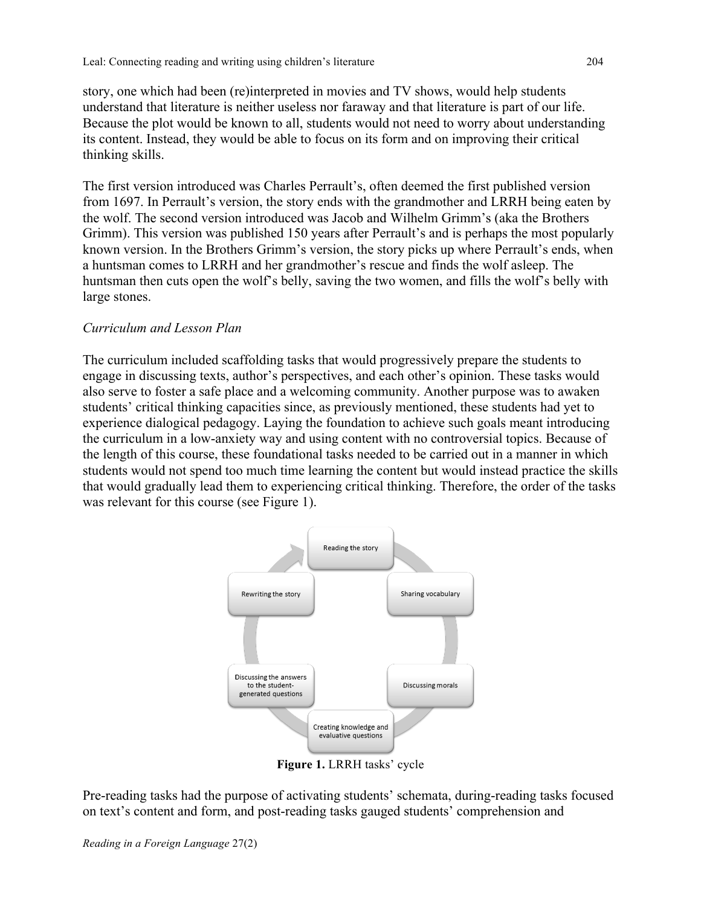story, one which had been (re)interpreted in movies and TV shows, would help students understand that literature is neither useless nor faraway and that literature is part of our life. Because the plot would be known to all, students would not need to worry about understanding its content. Instead, they would be able to focus on its form and on improving their critical thinking skills.

The first version introduced was Charles Perrault's, often deemed the first published version from 1697. In Perrault's version, the story ends with the grandmother and LRRH being eaten by the wolf. The second version introduced was Jacob and Wilhelm Grimm's (aka the Brothers Grimm). This version was published 150 years after Perrault's and is perhaps the most popularly known version. In the Brothers Grimm's version, the story picks up where Perrault's ends, when a huntsman comes to LRRH and her grandmother's rescue and finds the wolf asleep. The huntsman then cuts open the wolf's belly, saving the two women, and fills the wolf's belly with large stones.

*Curriculum and Lesson Plan*

The curriculum included scaffolding tasks that would progressively prepare the students to engage in discussing texts, author's perspectives, and each other's opinion. These tasks would also serve to foster a safe place and a welcoming community. Another purpose was to awaken students' critical thinking capacities since, as previously mentioned, these students had yet to experience dialogical pedagogy. Laying the foundation to achieve such goals meant introducing the curriculum in a low-anxiety way and using content with no controversial topics. Because of the length of this course, these foundational tasks needed to be carried out in a manner in which students would not spend too much time learning the content but would instead practice the skills that would gradually lead them to experiencing critical thinking. Therefore, the order of the tasks was relevant for this course (see Figure 1).

Reading the story → Sharing vocabulary → Discussing morals → Creating knowledge and evaluative questions → Discussing the answers to the student-generated questions → Rewriting the story

**Figure 1.** LRRH tasks' cycle

Pre-reading tasks had the purpose of activating students' schemata, during-reading tasks focused on text's content and form, and post-reading tasks gauged students' comprehension and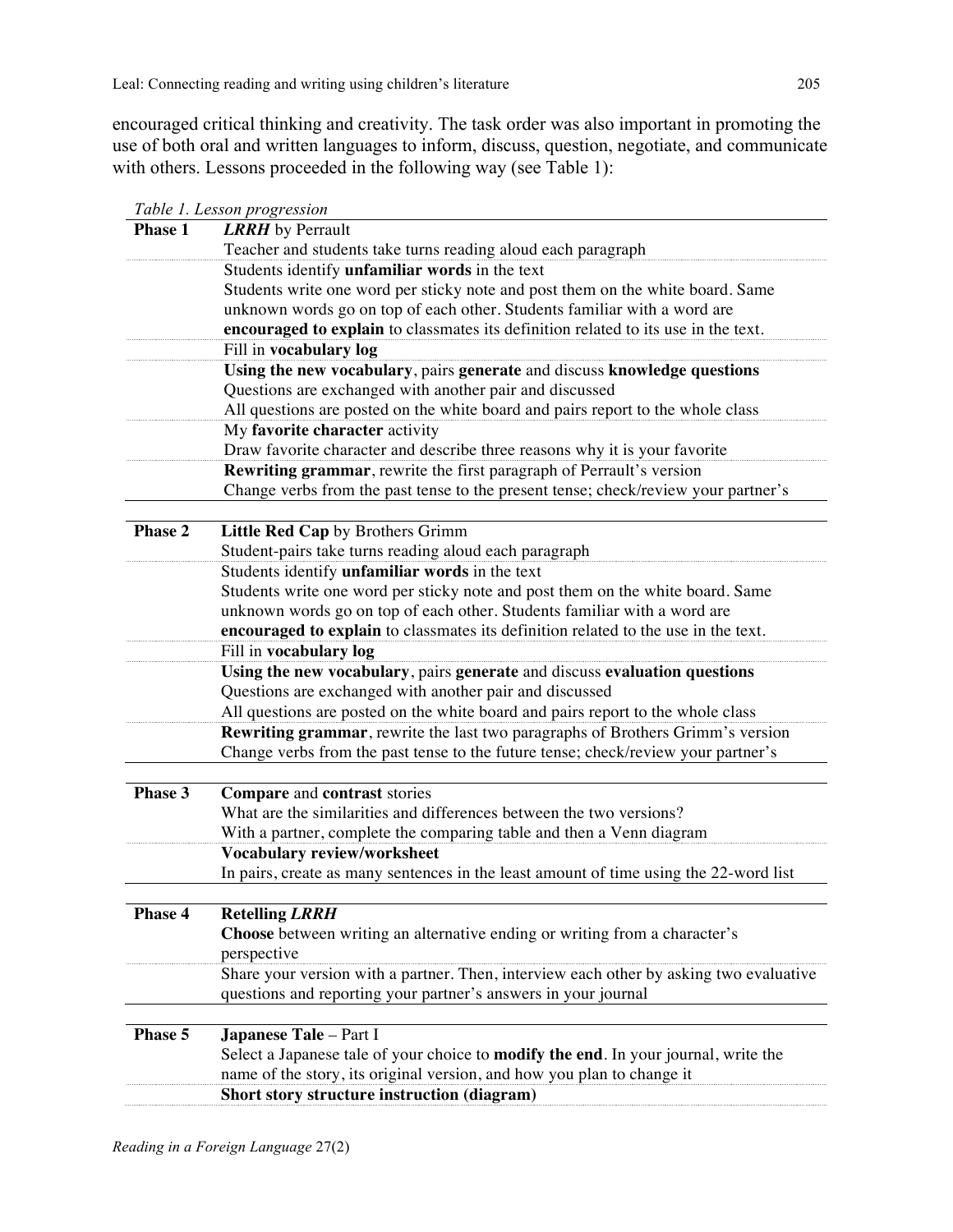encouraged critical thinking and creativity. The task order was also important in promoting the use of both oral and written languages to inform, discuss, question, negotiate, and communicate with others. Lessons proceeded in the following way (see Table 1):

*Table 1. Lesson progression*

| | |
|---|---|
| **Phase 1** | ***LRRH*** by Perrault<br>Teacher and students take turns reading aloud each paragraph |
| | Students identify **unfamiliar words** in the text<br>Students write one word per sticky note and post them on the white board. Same unknown words go on top of each other. Students familiar with a word are **encouraged to explain** to classmates its definition related to its use in the text. |
| | Fill in **vocabulary log** |
| | **Using the new vocabulary**, pairs **generate** and discuss **knowledge questions**<br>Questions are exchanged with another pair and discussed |
| | All questions are posted on the white board and pairs report to the whole class |
| | My **favorite character** activity<br>Draw favorite character and describe three reasons why it is your favorite |
| | **Rewriting grammar**, rewrite the first paragraph of Perrault's version<br>Change verbs from the past tense to the present tense; check/review your partner's |
| **Phase 2** | **Little Red Cap** by Brothers Grimm<br>Student-pairs take turns reading aloud each paragraph |
| | Students identify **unfamiliar words** in the text<br>Students write one word per sticky note and post them on the white board. Same unknown words go on top of each other. Students familiar with a word are **encouraged to explain** to classmates its definition related to the use in the text. |
| | Fill in **vocabulary log** |
| | **Using the new vocabulary**, pairs **generate** and discuss **evaluation questions**<br>Questions are exchanged with another pair and discussed |
| | All questions are posted on the white board and pairs report to the whole class |
| | **Rewriting grammar**, rewrite the last two paragraphs of Brothers Grimm's version<br>Change verbs from the past tense to the future tense; check/review your partner's |
| **Phase 3** | **Compare** and **contrast** stories<br>What are the similarities and differences between the two versions?<br>With a partner, complete the comparing table and then a Venn diagram |
| | **Vocabulary review/worksheet**<br>In pairs, create as many sentences in the least amount of time using the 22-word list |
| **Phase 4** | **Retelling *LRRH***<br>**Choose** between writing an alternative ending or writing from a character's perspective |
| | Share your version with a partner. Then, interview each other by asking two evaluative questions and reporting your partner's answers in your journal |
| **Phase 5** | **Japanese Tale** – Part I<br>Select a Japanese tale of your choice to **modify the end**. In your journal, write the name of the story, its original version, and how you plan to change it |
| | **Short story structure instruction (diagram)** |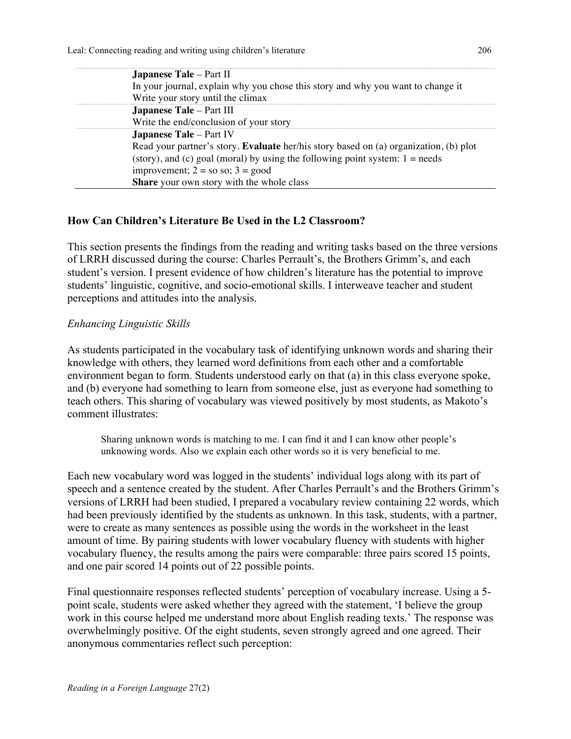| | |
|---|---|
| | **Japanese Tale** – Part II<br>In your journal, explain why you chose this story and why you want to change it<br>Write your story until the climax |
| | **Japanese Tale** – Part III<br>Write the end/conclusion of your story |
| | **Japanese Tale** – Part IV<br>Read your partner's story. **Evaluate** her/his story based on (a) organization, (b) plot (story), and (c) goal (moral) by using the following point system: 1 = needs improvement; 2 = so so; 3 = good<br>**Share** your own story with the whole class |

## How Can Children's Literature Be Used in the L2 Classroom?

This section presents the findings from the reading and writing tasks based on the three versions of LRRH discussed during the course: Charles Perrault's, the Brothers Grimm's, and each student's version. I present evidence of how children's literature has the potential to improve students' linguistic, cognitive, and socio-emotional skills. I interweave teacher and student perceptions and attitudes into the analysis.

### *Enhancing Linguistic Skills*

As students participated in the vocabulary task of identifying unknown words and sharing their knowledge with others, they learned word definitions from each other and a comfortable environment began to form. Students understood early on that (a) in this class everyone spoke, and (b) everyone had something to learn from someone else, just as everyone had something to teach others. This sharing of vocabulary was viewed positively by most students, as Makoto's comment illustrates:

> Sharing unknown words is matching to me. I can find it and I can know other people's unknowing words. Also we explain each other words so it is very beneficial to me.

Each new vocabulary word was logged in the students' individual logs along with its part of speech and a sentence created by the student. After Charles Perrault's and the Brothers Grimm's versions of LRRH had been studied, I prepared a vocabulary review containing 22 words, which had been previously identified by the students as unknown. In this task, students, with a partner, were to create as many sentences as possible using the words in the worksheet in the least amount of time. By pairing students with lower vocabulary fluency with students with higher vocabulary fluency, the results among the pairs were comparable: three pairs scored 15 points, and one pair scored 14 points out of 22 possible points.

Final questionnaire responses reflected students' perception of vocabulary increase. Using a 5-point scale, students were asked whether they agreed with the statement, 'I believe the group work in this course helped me understand more about English reading texts.' The response was overwhelmingly positive. Of the eight students, seven strongly agreed and one agreed. Their anonymous commentaries reflect such perception: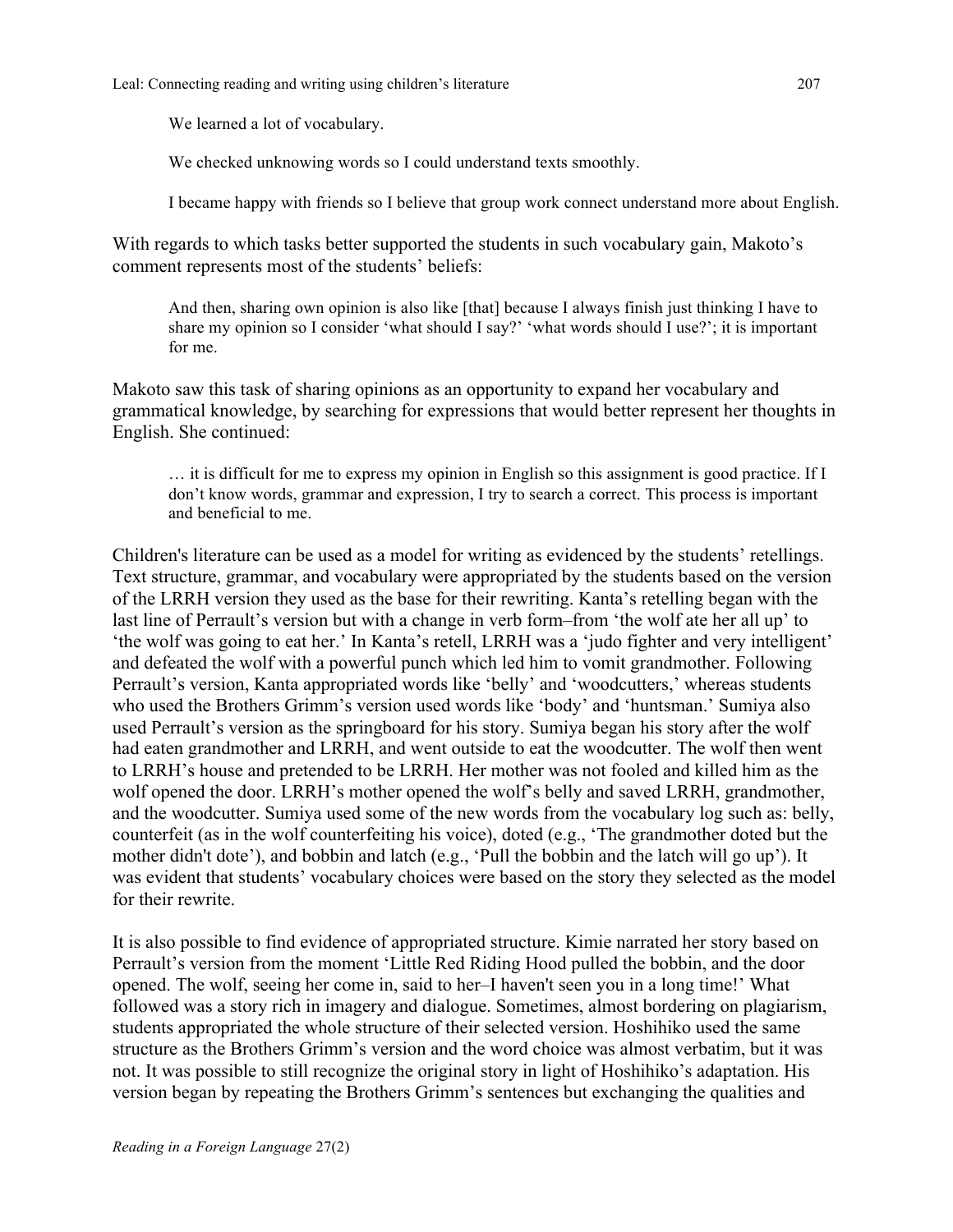> We learned a lot of vocabulary.
>
> We checked unknowing words so I could understand texts smoothly.
>
> I became happy with friends so I believe that group work connect understand more about English.

With regards to which tasks better supported the students in such vocabulary gain, Makoto's comment represents most of the students' beliefs:

> And then, sharing own opinion is also like [that] because I always finish just thinking I have to share my opinion so I consider 'what should I say?' 'what words should I use?'; it is important for me.

Makoto saw this task of sharing opinions as an opportunity to expand her vocabulary and grammatical knowledge, by searching for expressions that would better represent her thoughts in English. She continued:

> … it is difficult for me to express my opinion in English so this assignment is good practice. If I don't know words, grammar and expression, I try to search a correct. This process is important and beneficial to me.

Children's literature can be used as a model for writing as evidenced by the students' retellings. Text structure, grammar, and vocabulary were appropriated by the students based on the version of the LRRH version they used as the base for their rewriting. Kanta's retelling began with the last line of Perrault's version but with a change in verb form–from 'the wolf ate her all up' to 'the wolf was going to eat her.' In Kanta's retell, LRRH was a 'judo fighter and very intelligent' and defeated the wolf with a powerful punch which led him to vomit grandmother. Following Perrault's version, Kanta appropriated words like 'belly' and 'woodcutters,' whereas students who used the Brothers Grimm's version used words like 'body' and 'huntsman.' Sumiya also used Perrault's version as the springboard for his story. Sumiya began his story after the wolf had eaten grandmother and LRRH, and went outside to eat the woodcutter. The wolf then went to LRRH's house and pretended to be LRRH. Her mother was not fooled and killed him as the wolf opened the door. LRRH's mother opened the wolf's belly and saved LRRH, grandmother, and the woodcutter. Sumiya used some of the new words from the vocabulary log such as: belly, counterfeit (as in the wolf counterfeiting his voice), doted (e.g., 'The grandmother doted but the mother didn't dote'), and bobbin and latch (e.g., 'Pull the bobbin and the latch will go up'). It was evident that students' vocabulary choices were based on the story they selected as the model for their rewrite.

It is also possible to find evidence of appropriated structure. Kimie narrated her story based on Perrault's version from the moment 'Little Red Riding Hood pulled the bobbin, and the door opened. The wolf, seeing her come in, said to her–I haven't seen you in a long time!' What followed was a story rich in imagery and dialogue. Sometimes, almost bordering on plagiarism, students appropriated the whole structure of their selected version. Hoshihiko used the same structure as the Brothers Grimm's version and the word choice was almost verbatim, but it was not. It was possible to still recognize the original story in light of Hoshihiko's adaptation. His version began by repeating the Brothers Grimm's sentences but exchanging the qualities and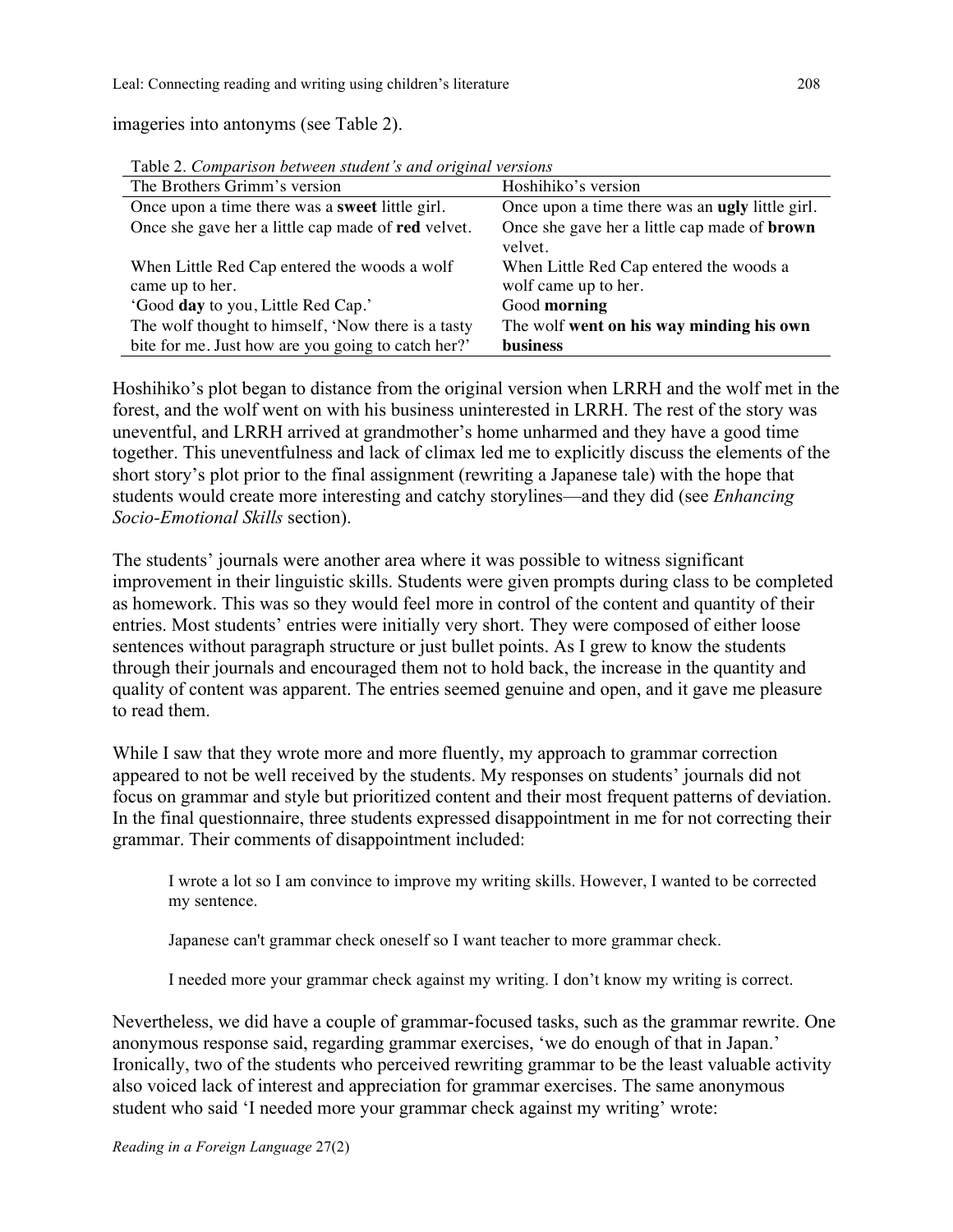imageries into antonyms (see Table 2).

Table 2. *Comparison between student's and original versions*

| The Brothers Grimm's version | Hoshihiko's version |
|---|---|
| Once upon a time there was a **sweet** little girl. | Once upon a time there was an **ugly** little girl. |
| Once she gave her a little cap made of **red** velvet. | Once she gave her a little cap made of **brown** velvet. |
| When Little Red Cap entered the woods a wolf came up to her. | When Little Red Cap entered the woods a wolf came up to her. |
| 'Good **day** to you, Little Red Cap.' | Good **morning** |
| The wolf thought to himself, 'Now there is a tasty bite for me. Just how are you going to catch her?' | The wolf **went on his way minding his own business** |

Hoshihiko's plot began to distance from the original version when LRRH and the wolf met in the forest, and the wolf went on with his business uninterested in LRRH. The rest of the story was uneventful, and LRRH arrived at grandmother's home unharmed and they have a good time together. This uneventfulness and lack of climax led me to explicitly discuss the elements of the short story's plot prior to the final assignment (rewriting a Japanese tale) with the hope that students would create more interesting and catchy storylines—and they did (see *Enhancing Socio-Emotional Skills* section).

The students' journals were another area where it was possible to witness significant improvement in their linguistic skills. Students were given prompts during class to be completed as homework. This was so they would feel more in control of the content and quantity of their entries. Most students' entries were initially very short. They were composed of either loose sentences without paragraph structure or just bullet points. As I grew to know the students through their journals and encouraged them not to hold back, the increase in the quantity and quality of content was apparent. The entries seemed genuine and open, and it gave me pleasure to read them.

While I saw that they wrote more and more fluently, my approach to grammar correction appeared to not be well received by the students. My responses on students' journals did not focus on grammar and style but prioritized content and their most frequent patterns of deviation. In the final questionnaire, three students expressed disappointment in me for not correcting their grammar. Their comments of disappointment included:

> I wrote a lot so I am convince to improve my writing skills. However, I wanted to be corrected my sentence.
>
> Japanese can't grammar check oneself so I want teacher to more grammar check.
>
> I needed more your grammar check against my writing. I don't know my writing is correct.

Nevertheless, we did have a couple of grammar-focused tasks, such as the grammar rewrite. One anonymous response said, regarding grammar exercises, 'we do enough of that in Japan.' Ironically, two of the students who perceived rewriting grammar to be the least valuable activity also voiced lack of interest and appreciation for grammar exercises. The same anonymous student who said 'I needed more your grammar check against my writing' wrote: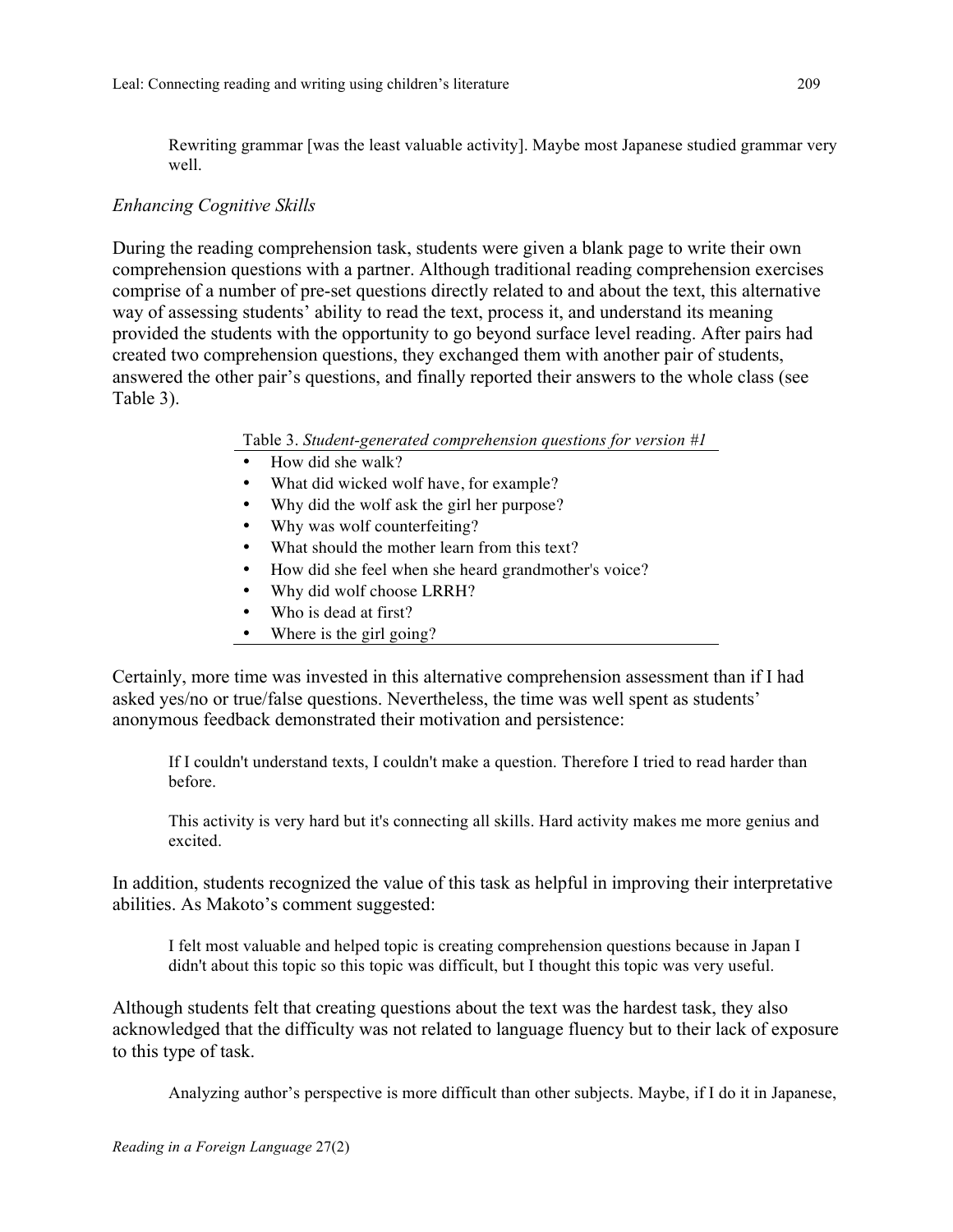> Rewriting grammar [was the least valuable activity]. Maybe most Japanese studied grammar very well.

*Enhancing Cognitive Skills*

During the reading comprehension task, students were given a blank page to write their own comprehension questions with a partner. Although traditional reading comprehension exercises comprise of a number of pre-set questions directly related to and about the text, this alternative way of assessing students' ability to read the text, process it, and understand its meaning provided the students with the opportunity to go beyond surface level reading. After pairs had created two comprehension questions, they exchanged them with another pair of students, answered the other pair's questions, and finally reported their answers to the whole class (see Table 3).

Table 3. *Student-generated comprehension questions for version #1*

- How did she walk?
- What did wicked wolf have, for example?
- Why did the wolf ask the girl her purpose?
- Why was wolf counterfeiting?
- What should the mother learn from this text?
- How did she feel when she heard grandmother's voice?
- Why did wolf choose LRRH?
- Who is dead at first?
- Where is the girl going?

Certainly, more time was invested in this alternative comprehension assessment than if I had asked yes/no or true/false questions. Nevertheless, the time was well spent as students' anonymous feedback demonstrated their motivation and persistence:

> If I couldn't understand texts, I couldn't make a question. Therefore I tried to read harder than before.

> This activity is very hard but it's connecting all skills. Hard activity makes me more genius and excited.

In addition, students recognized the value of this task as helpful in improving their interpretative abilities. As Makoto's comment suggested:

> I felt most valuable and helped topic is creating comprehension questions because in Japan I didn't about this topic so this topic was difficult, but I thought this topic was very useful.

Although students felt that creating questions about the text was the hardest task, they also acknowledged that the difficulty was not related to language fluency but to their lack of exposure to this type of task.

> Analyzing author's perspective is more difficult than other subjects. Maybe, if I do it in Japanese,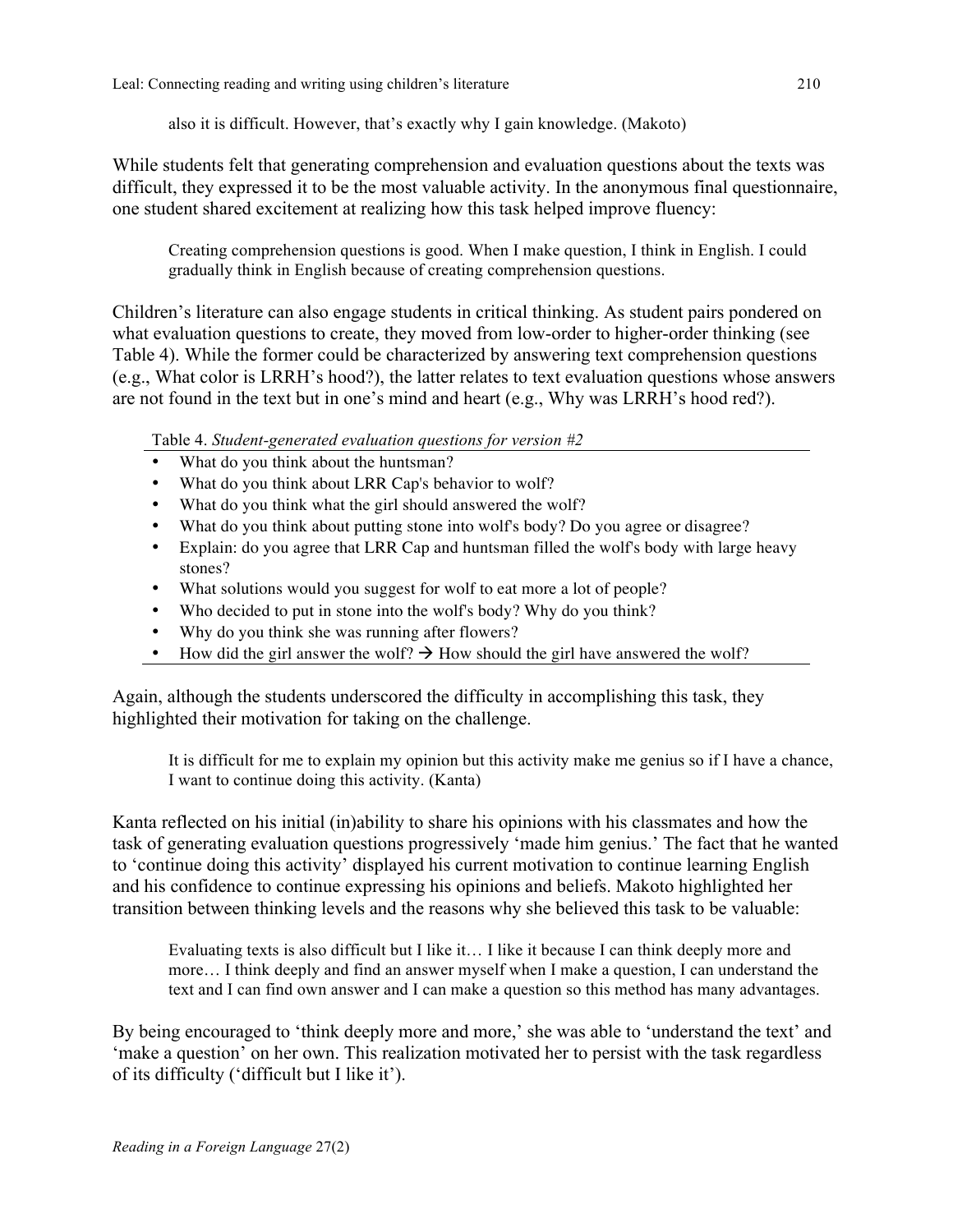> also it is difficult. However, that's exactly why I gain knowledge. (Makoto)

While students felt that generating comprehension and evaluation questions about the texts was difficult, they expressed it to be the most valuable activity. In the anonymous final questionnaire, one student shared excitement at realizing how this task helped improve fluency:

> Creating comprehension questions is good. When I make question, I think in English. I could gradually think in English because of creating comprehension questions.

Children's literature can also engage students in critical thinking. As student pairs pondered on what evaluation questions to create, they moved from low-order to higher-order thinking (see Table 4). While the former could be characterized by answering text comprehension questions (e.g., What color is LRRH's hood?), the latter relates to text evaluation questions whose answers are not found in the text but in one's mind and heart (e.g., Why was LRRH's hood red?).

Table 4. *Student-generated evaluation questions for version #2*

- What do you think about the huntsman?
- What do you think about LRR Cap's behavior to wolf?
- What do you think what the girl should answered the wolf?
- What do you think about putting stone into wolf's body? Do you agree or disagree?
- Explain: do you agree that LRR Cap and huntsman filled the wolf's body with large heavy stones?
- What solutions would you suggest for wolf to eat more a lot of people?
- Who decided to put in stone into the wolf's body? Why do you think?
- Why do you think she was running after flowers?
- How did the girl answer the wolf? → How should the girl have answered the wolf?

Again, although the students underscored the difficulty in accomplishing this task, they highlighted their motivation for taking on the challenge.

> It is difficult for me to explain my opinion but this activity make me genius so if I have a chance, I want to continue doing this activity. (Kanta)

Kanta reflected on his initial (in)ability to share his opinions with his classmates and how the task of generating evaluation questions progressively 'made him genius.' The fact that he wanted to 'continue doing this activity' displayed his current motivation to continue learning English and his confidence to continue expressing his opinions and beliefs. Makoto highlighted her transition between thinking levels and the reasons why she believed this task to be valuable:

> Evaluating texts is also difficult but I like it… I like it because I can think deeply more and more… I think deeply and find an answer myself when I make a question, I can understand the text and I can find own answer and I can make a question so this method has many advantages.

By being encouraged to 'think deeply more and more,' she was able to 'understand the text' and 'make a question' on her own. This realization motivated her to persist with the task regardless of its difficulty ('difficult but I like it').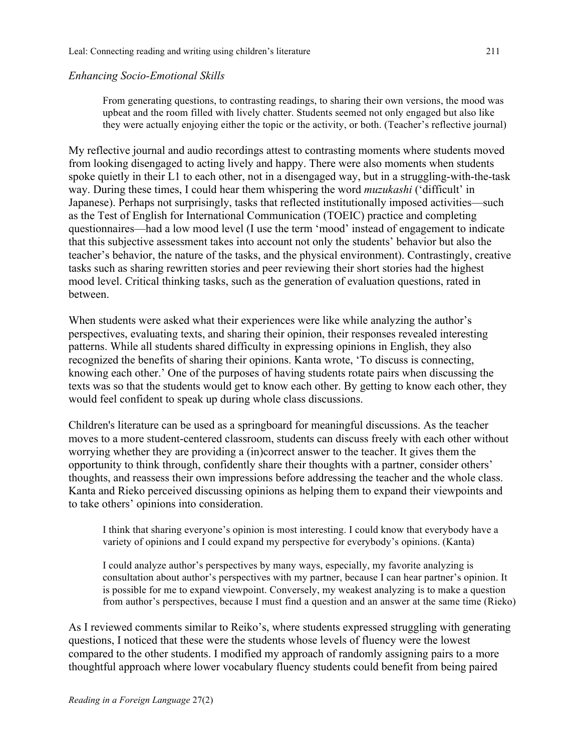### *Enhancing Socio-Emotional Skills*

> From generating questions, to contrasting readings, to sharing their own versions, the mood was upbeat and the room filled with lively chatter. Students seemed not only engaged but also like they were actually enjoying either the topic or the activity, or both. (Teacher's reflective journal)

My reflective journal and audio recordings attest to contrasting moments where students moved from looking disengaged to acting lively and happy. There were also moments when students spoke quietly in their L1 to each other, not in a disengaged way, but in a struggling-with-the-task way. During these times, I could hear them whispering the word *muzukashi* ('difficult' in Japanese). Perhaps not surprisingly, tasks that reflected institutionally imposed activities—such as the Test of English for International Communication (TOEIC) practice and completing questionnaires—had a low mood level (I use the term 'mood' instead of engagement to indicate that this subjective assessment takes into account not only the students' behavior but also the teacher's behavior, the nature of the tasks, and the physical environment). Contrastingly, creative tasks such as sharing rewritten stories and peer reviewing their short stories had the highest mood level. Critical thinking tasks, such as the generation of evaluation questions, rated in between.

When students were asked what their experiences were like while analyzing the author's perspectives, evaluating texts, and sharing their opinion, their responses revealed interesting patterns. While all students shared difficulty in expressing opinions in English, they also recognized the benefits of sharing their opinions. Kanta wrote, 'To discuss is connecting, knowing each other.' One of the purposes of having students rotate pairs when discussing the texts was so that the students would get to know each other. By getting to know each other, they would feel confident to speak up during whole class discussions.

Children's literature can be used as a springboard for meaningful discussions. As the teacher moves to a more student-centered classroom, students can discuss freely with each other without worrying whether they are providing a (in)correct answer to the teacher. It gives them the opportunity to think through, confidently share their thoughts with a partner, consider others' thoughts, and reassess their own impressions before addressing the teacher and the whole class. Kanta and Rieko perceived discussing opinions as helping them to expand their viewpoints and to take others' opinions into consideration.

> I think that sharing everyone's opinion is most interesting. I could know that everybody have a variety of opinions and I could expand my perspective for everybody's opinions. (Kanta)

> I could analyze author's perspectives by many ways, especially, my favorite analyzing is consultation about author's perspectives with my partner, because I can hear partner's opinion. It is possible for me to expand viewpoint. Conversely, my weakest analyzing is to make a question from author's perspectives, because I must find a question and an answer at the same time (Rieko)

As I reviewed comments similar to Reiko's, where students expressed struggling with generating questions, I noticed that these were the students whose levels of fluency were the lowest compared to the other students. I modified my approach of randomly assigning pairs to a more thoughtful approach where lower vocabulary fluency students could benefit from being paired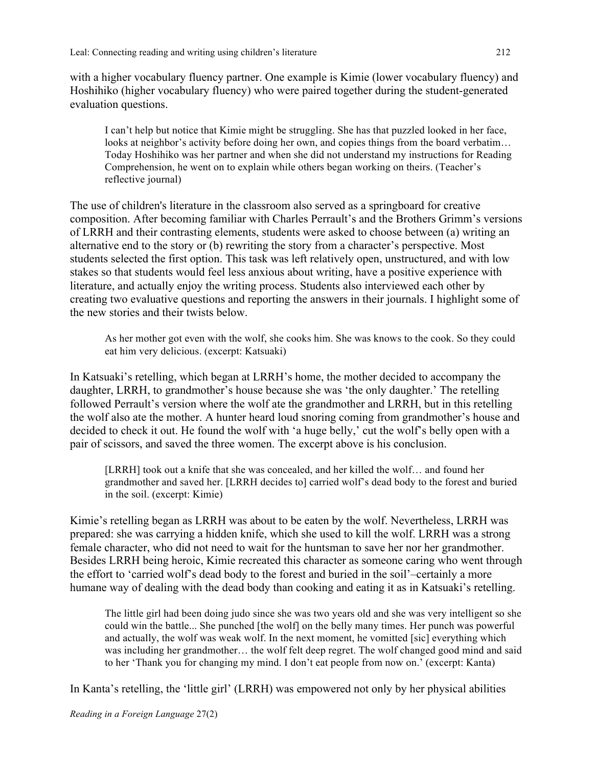with a higher vocabulary fluency partner. One example is Kimie (lower vocabulary fluency) and Hoshihiko (higher vocabulary fluency) who were paired together during the student-generated evaluation questions.

> I can't help but notice that Kimie might be struggling. She has that puzzled looked in her face, looks at neighbor's activity before doing her own, and copies things from the board verbatim… Today Hoshihiko was her partner and when she did not understand my instructions for Reading Comprehension, he went on to explain while others began working on theirs. (Teacher's reflective journal)

The use of children's literature in the classroom also served as a springboard for creative composition. After becoming familiar with Charles Perrault's and the Brothers Grimm's versions of LRRH and their contrasting elements, students were asked to choose between (a) writing an alternative end to the story or (b) rewriting the story from a character's perspective. Most students selected the first option. This task was left relatively open, unstructured, and with low stakes so that students would feel less anxious about writing, have a positive experience with literature, and actually enjoy the writing process. Students also interviewed each other by creating two evaluative questions and reporting the answers in their journals. I highlight some of the new stories and their twists below.

> As her mother got even with the wolf, she cooks him. She was knows to the cook. So they could eat him very delicious. (excerpt: Katsuaki)

In Katsuaki's retelling, which began at LRRH's home, the mother decided to accompany the daughter, LRRH, to grandmother's house because she was 'the only daughter.' The retelling followed Perrault's version where the wolf ate the grandmother and LRRH, but in this retelling the wolf also ate the mother. A hunter heard loud snoring coming from grandmother's house and decided to check it out. He found the wolf with 'a huge belly,' cut the wolf's belly open with a pair of scissors, and saved the three women. The excerpt above is his conclusion.

> [LRRH] took out a knife that she was concealed, and her killed the wolf… and found her grandmother and saved her. [LRRH decides to] carried wolf's dead body to the forest and buried in the soil. (excerpt: Kimie)

Kimie's retelling began as LRRH was about to be eaten by the wolf. Nevertheless, LRRH was prepared: she was carrying a hidden knife, which she used to kill the wolf. LRRH was a strong female character, who did not need to wait for the huntsman to save her nor her grandmother. Besides LRRH being heroic, Kimie recreated this character as someone caring who went through the effort to 'carried wolf's dead body to the forest and buried in the soil'–certainly a more humane way of dealing with the dead body than cooking and eating it as in Katsuaki's retelling.

> The little girl had been doing judo since she was two years old and she was very intelligent so she could win the battle... She punched [the wolf] on the belly many times. Her punch was powerful and actually, the wolf was weak wolf. In the next moment, he vomitted [sic] everything which was including her grandmother… the wolf felt deep regret. The wolf changed good mind and said to her 'Thank you for changing my mind. I don't eat people from now on.' (excerpt: Kanta)

In Kanta's retelling, the 'little girl' (LRRH) was empowered not only by her physical abilities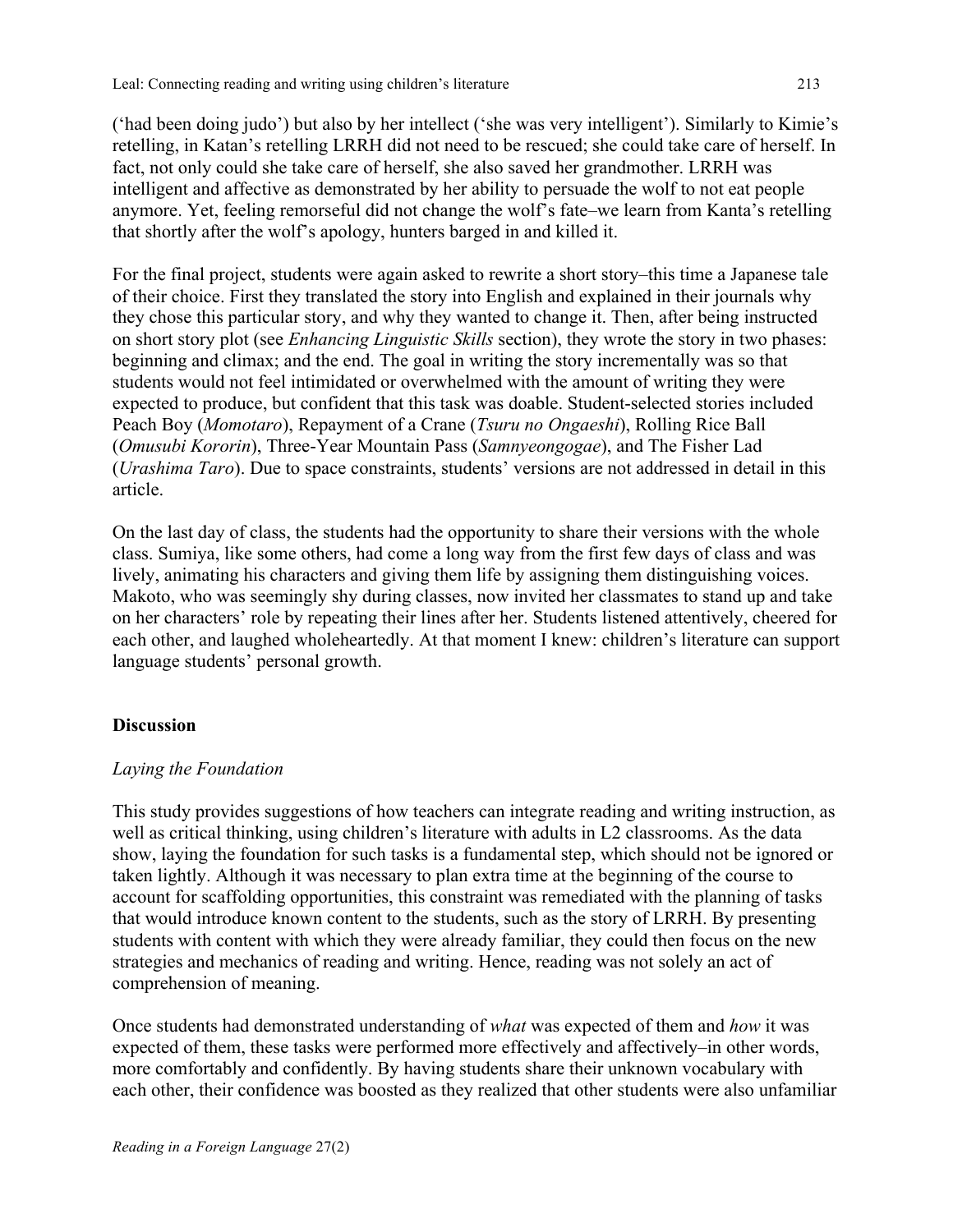('had been doing judo') but also by her intellect ('she was very intelligent'). Similarly to Kimie's retelling, in Katan's retelling LRRH did not need to be rescued; she could take care of herself. In fact, not only could she take care of herself, she also saved her grandmother. LRRH was intelligent and affective as demonstrated by her ability to persuade the wolf to not eat people anymore. Yet, feeling remorseful did not change the wolf's fate–we learn from Kanta's retelling that shortly after the wolf's apology, hunters barged in and killed it.

For the final project, students were again asked to rewrite a short story–this time a Japanese tale of their choice. First they translated the story into English and explained in their journals why they chose this particular story, and why they wanted to change it. Then, after being instructed on short story plot (see *Enhancing Linguistic Skills* section), they wrote the story in two phases: beginning and climax; and the end. The goal in writing the story incrementally was so that students would not feel intimidated or overwhelmed with the amount of writing they were expected to produce, but confident that this task was doable. Student-selected stories included Peach Boy (*Momotaro*), Repayment of a Crane (*Tsuru no Ongaeshi*), Rolling Rice Ball (*Omusubi Kororin*), Three-Year Mountain Pass (*Samnyeongogae*), and The Fisher Lad (*Urashima Taro*). Due to space constraints, students' versions are not addressed in detail in this article.

On the last day of class, the students had the opportunity to share their versions with the whole class. Sumiya, like some others, had come a long way from the first few days of class and was lively, animating his characters and giving them life by assigning them distinguishing voices. Makoto, who was seemingly shy during classes, now invited her classmates to stand up and take on her characters' role by repeating their lines after her. Students listened attentively, cheered for each other, and laughed wholeheartedly. At that moment I knew: children's literature can support language students' personal growth.

## Discussion

### *Laying the Foundation*

This study provides suggestions of how teachers can integrate reading and writing instruction, as well as critical thinking, using children's literature with adults in L2 classrooms. As the data show, laying the foundation for such tasks is a fundamental step, which should not be ignored or taken lightly. Although it was necessary to plan extra time at the beginning of the course to account for scaffolding opportunities, this constraint was remediated with the planning of tasks that would introduce known content to the students, such as the story of LRRH. By presenting students with content with which they were already familiar, they could then focus on the new strategies and mechanics of reading and writing. Hence, reading was not solely an act of comprehension of meaning.

Once students had demonstrated understanding of *what* was expected of them and *how* it was expected of them, these tasks were performed more effectively and affectively–in other words, more comfortably and confidently. By having students share their unknown vocabulary with each other, their confidence was boosted as they realized that other students were also unfamiliar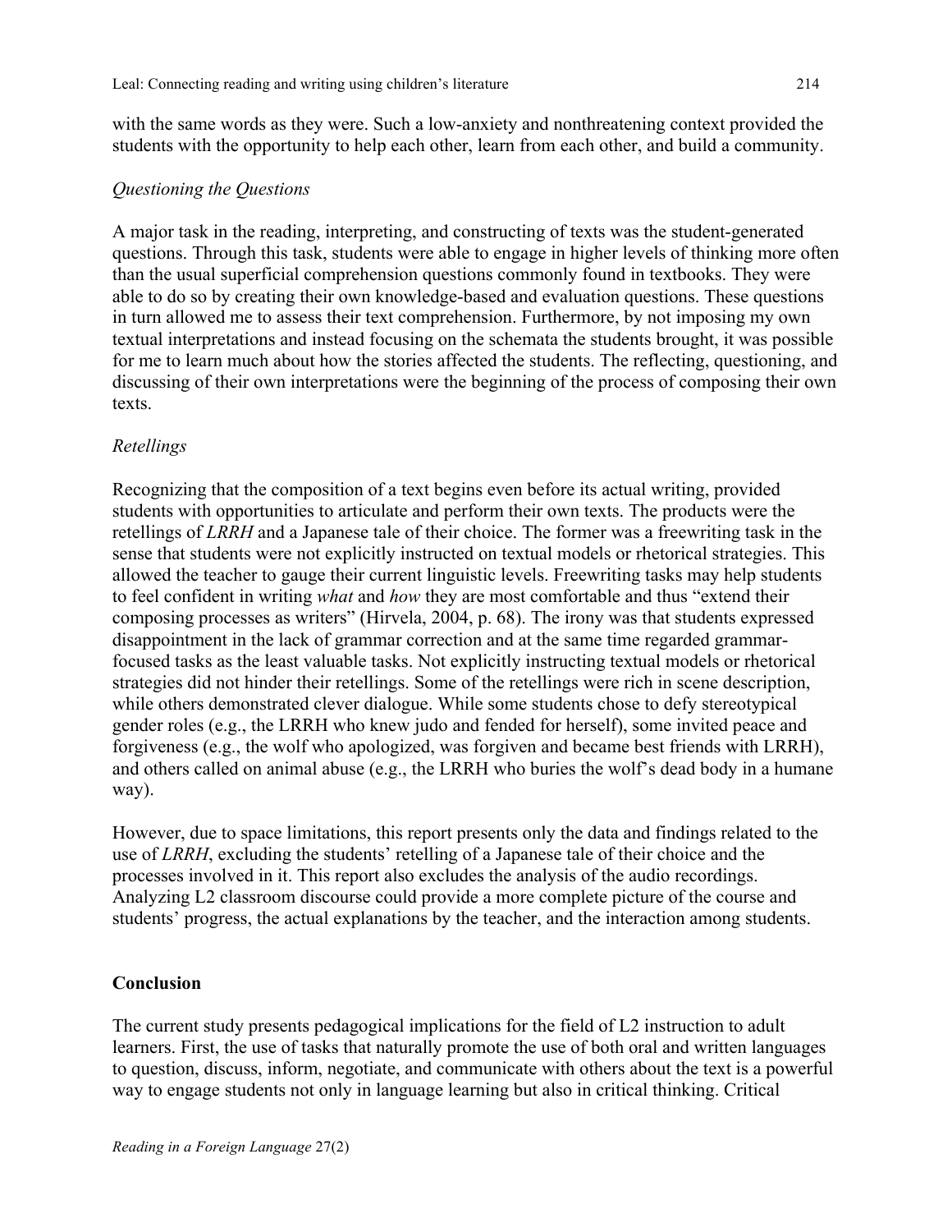with the same words as they were. Such a low-anxiety and nonthreatening context provided the students with the opportunity to help each other, learn from each other, and build a community.

### *Questioning the Questions*

A major task in the reading, interpreting, and constructing of texts was the student-generated questions. Through this task, students were able to engage in higher levels of thinking more often than the usual superficial comprehension questions commonly found in textbooks. They were able to do so by creating their own knowledge-based and evaluation questions. These questions in turn allowed me to assess their text comprehension. Furthermore, by not imposing my own textual interpretations and instead focusing on the schemata the students brought, it was possible for me to learn much about how the stories affected the students. The reflecting, questioning, and discussing of their own interpretations were the beginning of the process of composing their own texts.

### *Retellings*

Recognizing that the composition of a text begins even before its actual writing, provided students with opportunities to articulate and perform their own texts. The products were the retellings of *LRRH* and a Japanese tale of their choice. The former was a freewriting task in the sense that students were not explicitly instructed on textual models or rhetorical strategies. This allowed the teacher to gauge their current linguistic levels. Freewriting tasks may help students to feel confident in writing *what* and *how* they are most comfortable and thus "extend their composing processes as writers" (Hirvela, 2004, p. 68). The irony was that students expressed disappointment in the lack of grammar correction and at the same time regarded grammar-focused tasks as the least valuable tasks. Not explicitly instructing textual models or rhetorical strategies did not hinder their retellings. Some of the retellings were rich in scene description, while others demonstrated clever dialogue. While some students chose to defy stereotypical gender roles (e.g., the LRRH who knew judo and fended for herself), some invited peace and forgiveness (e.g., the wolf who apologized, was forgiven and became best friends with LRRH), and others called on animal abuse (e.g., the LRRH who buries the wolf's dead body in a humane way).

However, due to space limitations, this report presents only the data and findings related to the use of *LRRH*, excluding the students' retelling of a Japanese tale of their choice and the processes involved in it. This report also excludes the analysis of the audio recordings. Analyzing L2 classroom discourse could provide a more complete picture of the course and students' progress, the actual explanations by the teacher, and the interaction among students.

## Conclusion

The current study presents pedagogical implications for the field of L2 instruction to adult learners. First, the use of tasks that naturally promote the use of both oral and written languages to question, discuss, inform, negotiate, and communicate with others about the text is a powerful way to engage students not only in language learning but also in critical thinking. Critical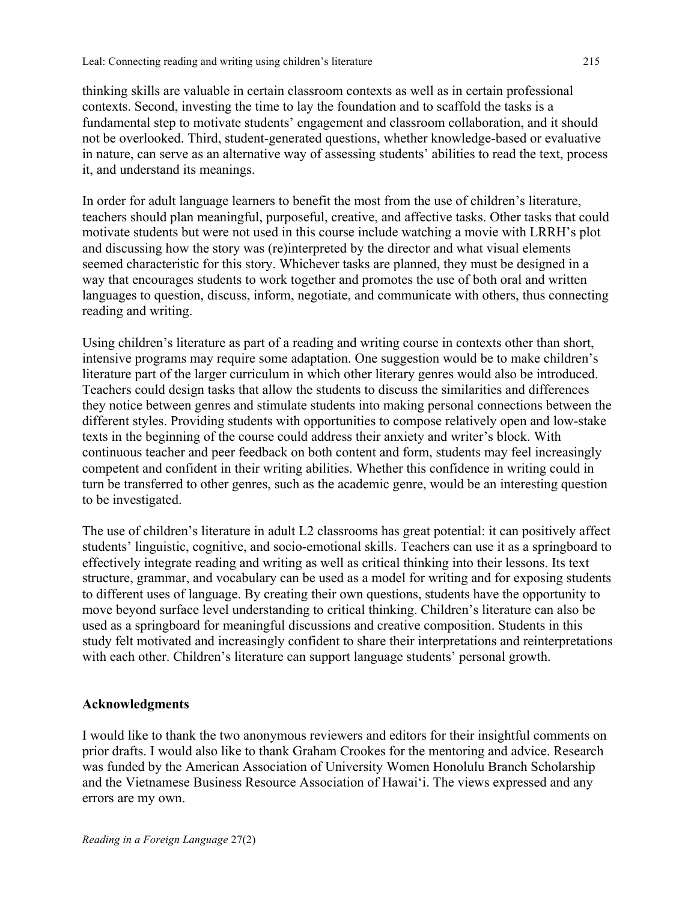thinking skills are valuable in certain classroom contexts as well as in certain professional contexts. Second, investing the time to lay the foundation and to scaffold the tasks is a fundamental step to motivate students' engagement and classroom collaboration, and it should not be overlooked. Third, student-generated questions, whether knowledge-based or evaluative in nature, can serve as an alternative way of assessing students' abilities to read the text, process it, and understand its meanings.

In order for adult language learners to benefit the most from the use of children's literature, teachers should plan meaningful, purposeful, creative, and affective tasks. Other tasks that could motivate students but were not used in this course include watching a movie with LRRH's plot and discussing how the story was (re)interpreted by the director and what visual elements seemed characteristic for this story. Whichever tasks are planned, they must be designed in a way that encourages students to work together and promotes the use of both oral and written languages to question, discuss, inform, negotiate, and communicate with others, thus connecting reading and writing.

Using children's literature as part of a reading and writing course in contexts other than short, intensive programs may require some adaptation. One suggestion would be to make children's literature part of the larger curriculum in which other literary genres would also be introduced. Teachers could design tasks that allow the students to discuss the similarities and differences they notice between genres and stimulate students into making personal connections between the different styles. Providing students with opportunities to compose relatively open and low-stake texts in the beginning of the course could address their anxiety and writer's block. With continuous teacher and peer feedback on both content and form, students may feel increasingly competent and confident in their writing abilities. Whether this confidence in writing could in turn be transferred to other genres, such as the academic genre, would be an interesting question to be investigated.

The use of children's literature in adult L2 classrooms has great potential: it can positively affect students' linguistic, cognitive, and socio-emotional skills. Teachers can use it as a springboard to effectively integrate reading and writing as well as critical thinking into their lessons. Its text structure, grammar, and vocabulary can be used as a model for writing and for exposing students to different uses of language. By creating their own questions, students have the opportunity to move beyond surface level understanding to critical thinking. Children's literature can also be used as a springboard for meaningful discussions and creative composition. Students in this study felt motivated and increasingly confident to share their interpretations and reinterpretations with each other. Children's literature can support language students' personal growth.

## Acknowledgments

I would like to thank the two anonymous reviewers and editors for their insightful comments on prior drafts. I would also like to thank Graham Crookes for the mentoring and advice. Research was funded by the American Association of University Women Honolulu Branch Scholarship and the Vietnamese Business Resource Association of Hawaiʻi. The views expressed and any errors are my own.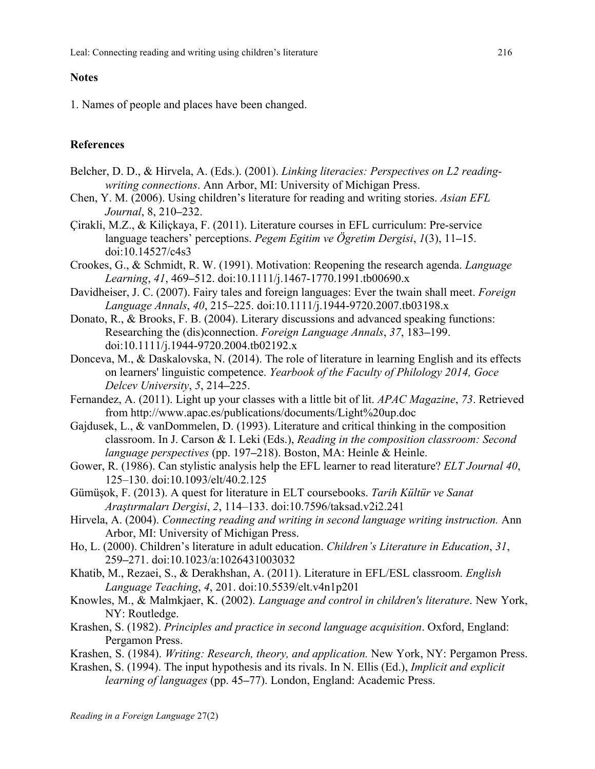## Notes

1. Names of people and places have been changed.

## References

Belcher, D. D., & Hirvela, A. (Eds.). (2001). *Linking literacies: Perspectives on L2 reading-writing connections*. Ann Arbor, MI: University of Michigan Press.

Chen, Y. M. (2006). Using children's literature for reading and writing stories. *Asian EFL Journal*, 8, 210–232.

Çirakli, M.Z., & Kiliçkaya, F. (2011). Literature courses in EFL curriculum: Pre-service language teachers' perceptions. *Pegem Egitim ve Ögretim Dergisi*, *1*(3), 11–15. doi:10.14527/c4s3

Crookes, G., & Schmidt, R. W. (1991). Motivation: Reopening the research agenda. *Language Learning*, *41*, 469–512. doi:10.1111/j.1467-1770.1991.tb00690.x

Davidheiser, J. C. (2007). Fairy tales and foreign languages: Ever the twain shall meet. *Foreign Language Annals*, *40*, 215–225. doi:10.1111/j.1944-9720.2007.tb03198.x

Donato, R., & Brooks, F. B. (2004). Literary discussions and advanced speaking functions: Researching the (dis)connection. *Foreign Language Annals*, *37*, 183–199. doi:10.1111/j.1944-9720.2004.tb02192.x

Donceva, M., & Daskalovska, N. (2014). The role of literature in learning English and its effects on learners' linguistic competence. *Yearbook of the Faculty of Philology 2014, Goce Delcev University*, *5*, 214–225.

Fernandez, A. (2011). Light up your classes with a little bit of lit. *APAC Magazine*, *73*. Retrieved from http://www.apac.es/publications/documents/Light%20up.doc

Gajdusek, L., & vanDommelen, D. (1993). Literature and critical thinking in the composition classroom. In J. Carson & I. Leki (Eds.), *Reading in the composition classroom: Second language perspectives* (pp. 197–218). Boston, MA: Heinle & Heinle.

Gower, R. (1986). Can stylistic analysis help the EFL learner to read literature? *ELT Journal 40*, 125–130. doi:10.1093/elt/40.2.125

Gümüşok, F. (2013). A quest for literature in ELT coursebooks. *Tarih Kültür ve Sanat Araştırmaları Dergisi*, *2*, 114–133. doi:10.7596/taksad.v2i2.241

Hirvela, A. (2004). *Connecting reading and writing in second language writing instruction.* Ann Arbor, MI: University of Michigan Press.

Ho, L. (2000). Children's literature in adult education. *Children's Literature in Education*, *31*, 259–271. doi:10.1023/a:1026431003032

Khatib, M., Rezaei, S., & Derakhshan, A. (2011). Literature in EFL/ESL classroom. *English Language Teaching*, *4*, 201. doi:10.5539/elt.v4n1p201

Knowles, M., & Malmkjaer, K. (2002). *Language and control in children's literature*. New York, NY: Routledge.

Krashen, S. (1982). *Principles and practice in second language acquisition*. Oxford, England: Pergamon Press.

Krashen, S. (1984). *Writing: Research, theory, and application.* New York, NY: Pergamon Press.

Krashen, S. (1994). The input hypothesis and its rivals. In N. Ellis (Ed.), *Implicit and explicit learning of languages* (pp. 45–77). London, England: Academic Press.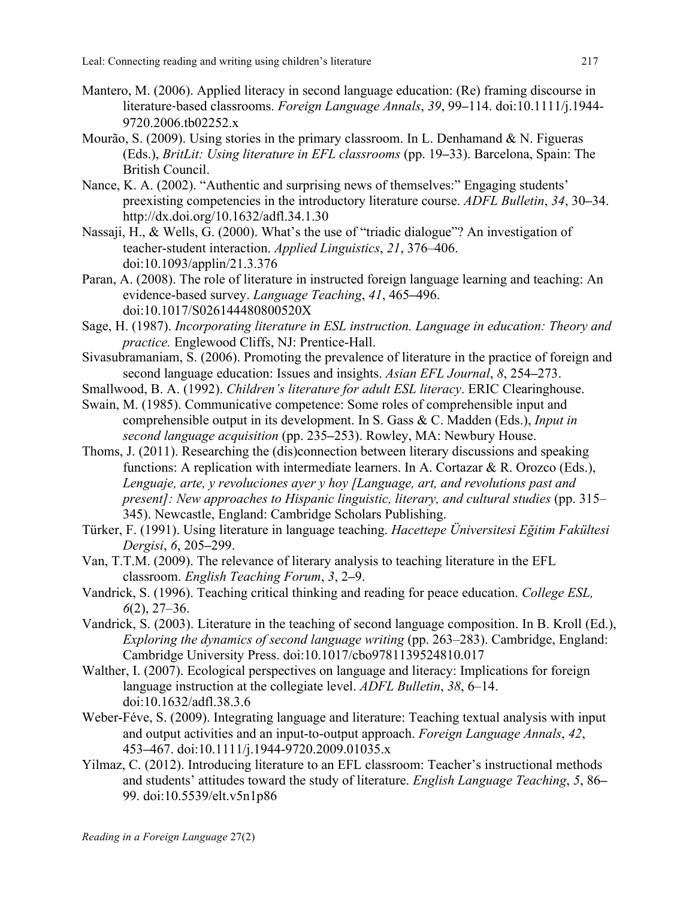Mantero, M. (2006). Applied literacy in second language education: (Re) framing discourse in literature-based classrooms. *Foreign Language Annals*, *39*, 99–114. doi:10.1111/j.1944-9720.2006.tb02252.x

Mourão, S. (2009). Using stories in the primary classroom. In L. Denhamand & N. Figueras (Eds.), *BritLit: Using literature in EFL classrooms* (pp. 19–33). Barcelona, Spain: The British Council.

Nance, K. A. (2002). "Authentic and surprising news of themselves:" Engaging students' preexisting competencies in the introductory literature course. *ADFL Bulletin*, *34*, 30–34. http://dx.doi.org/10.1632/adfl.34.1.30

Nassaji, H., & Wells, G. (2000). What's the use of "triadic dialogue"? An investigation of teacher-student interaction. *Applied Linguistics*, *21*, 376–406. doi:10.1093/applin/21.3.376

Paran, A. (2008). The role of literature in instructed foreign language learning and teaching: An evidence-based survey. *Language Teaching*, *41*, 465–496. doi:10.1017/S026144480800520X

Sage, H. (1987). *Incorporating literature in ESL instruction. Language in education: Theory and practice.* Englewood Cliffs, NJ: Prentice-Hall.

Sivasubramaniam, S. (2006). Promoting the prevalence of literature in the practice of foreign and second language education: Issues and insights. *Asian EFL Journal*, *8*, 254–273.

Smallwood, B. A. (1992). *Children's literature for adult ESL literacy*. ERIC Clearinghouse.

Swain, M. (1985). Communicative competence: Some roles of comprehensible input and comprehensible output in its development. In S. Gass & C. Madden (Eds.), *Input in second language acquisition* (pp. 235–253). Rowley, MA: Newbury House.

Thoms, J. (2011). Researching the (dis)connection between literary discussions and speaking functions: A replication with intermediate learners. In A. Cortazar & R. Orozco (Eds.), *Lenguaje, arte, y revoluciones ayer y hoy [Language, art, and revolutions past and present]: New approaches to Hispanic linguistic, literary, and cultural studies* (pp. 315–345). Newcastle, England: Cambridge Scholars Publishing.

Türker, F. (1991). Using literature in language teaching. *Hacettepe Üniversitesi Eğitim Fakültesi Dergisi*, *6*, 205–299.

Van, T.T.M. (2009). The relevance of literary analysis to teaching literature in the EFL classroom. *English Teaching Forum*, *3*, 2–9.

Vandrick, S. (1996). Teaching critical thinking and reading for peace education. *College ESL, 6*(2), 27–36.

Vandrick, S. (2003). Literature in the teaching of second language composition. In B. Kroll (Ed.), *Exploring the dynamics of second language writing* (pp. 263–283). Cambridge, England: Cambridge University Press. doi:10.1017/cbo9781139524810.017

Walther, I. (2007). Ecological perspectives on language and literacy: Implications for foreign language instruction at the collegiate level. *ADFL Bulletin*, *38*, 6–14. doi:10.1632/adfl.38.3.6

Weber-Féve, S. (2009). Integrating language and literature: Teaching textual analysis with input and output activities and an input-to-output approach. *Foreign Language Annals*, *42*, 453–467. doi:10.1111/j.1944-9720.2009.01035.x

Yilmaz, C. (2012). Introducing literature to an EFL classroom: Teacher's instructional methods and students' attitudes toward the study of literature. *English Language Teaching*, *5*, 86–99. doi:10.5539/elt.v5n1p86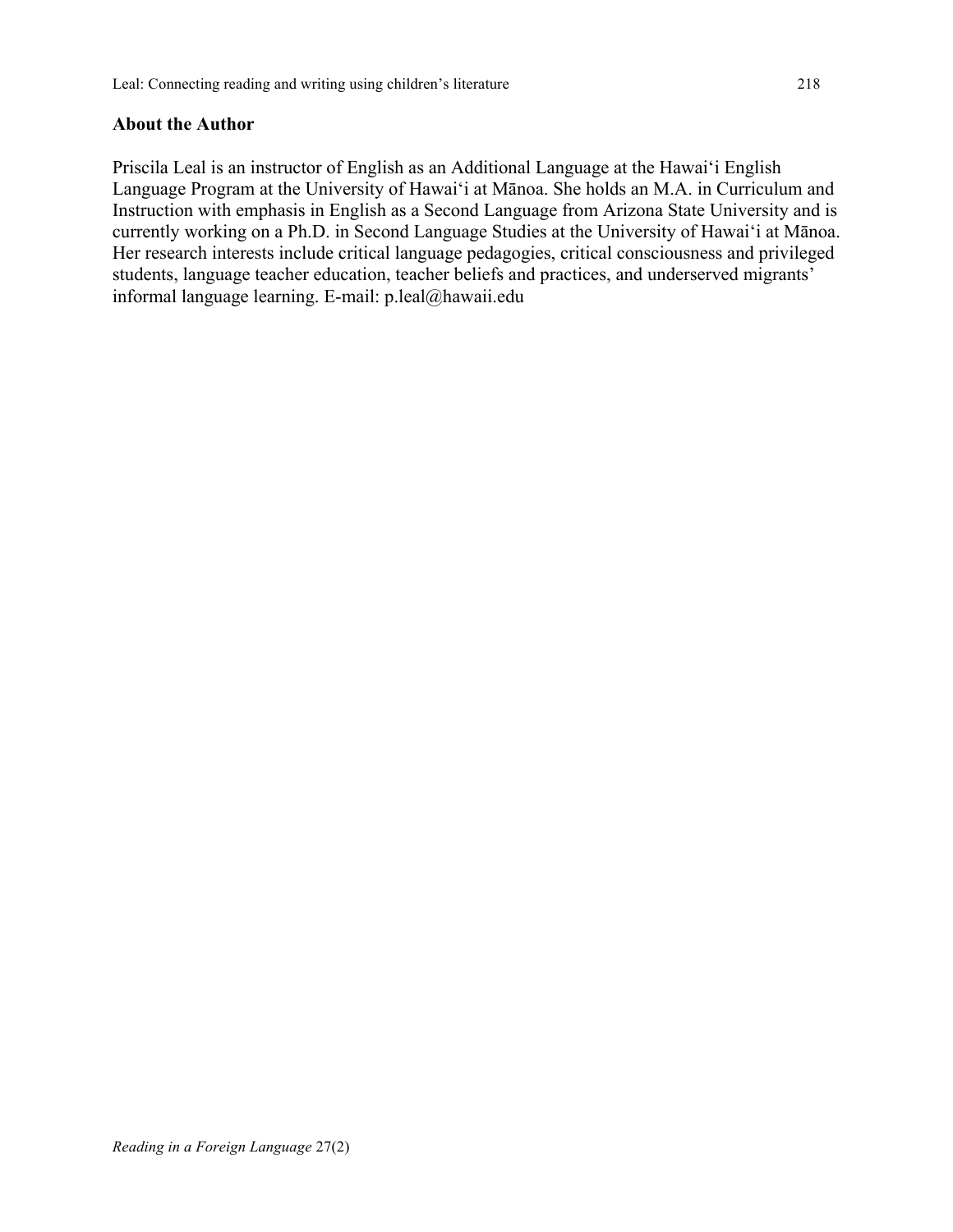## About the Author

Priscila Leal is an instructor of English as an Additional Language at the Hawai'i English Language Program at the University of Hawai'i at Mānoa. She holds an M.A. in Curriculum and Instruction with emphasis in English as a Second Language from Arizona State University and is currently working on a Ph.D. in Second Language Studies at the University of Hawai'i at Mānoa. Her research interests include critical language pedagogies, critical consciousness and privileged students, language teacher education, teacher beliefs and practices, and underserved migrants' informal language learning. E-mail: p.leal@hawaii.edu